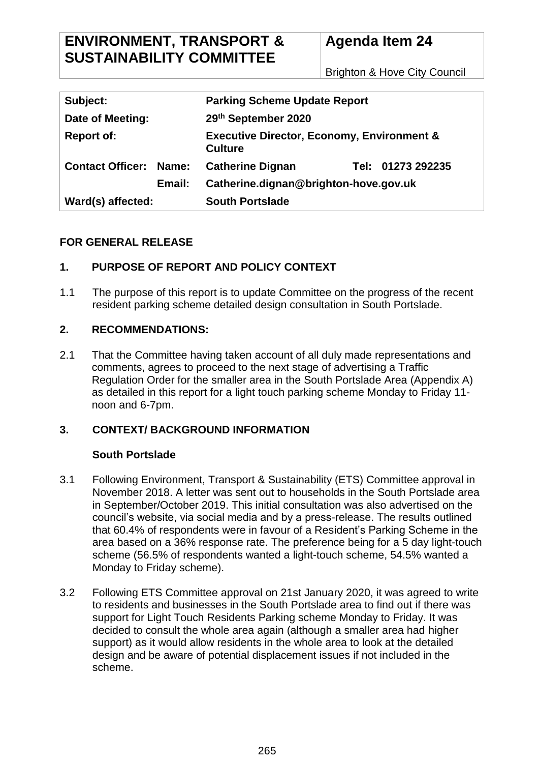| ENVIRONMENT, TRANSPORT & SUSTAINABILITY COMMITTEE | Agenda Item 24 |
|---|---|
| | Brighton & Hove City Council |

| | | | |
|---|---|---|---|
| **Subject:** | | **Parking Scheme Update Report** | |
| **Date of Meeting:** | | **29th September 2020** | |
| **Report of:** | | **Executive Director, Economy, Environment & Culture** | |
| **Contact Officer:** | **Name:** | **Catherine Dignan** | **Tel: 01273 292235** |
| | **Email:** | **Catherine.dignan@brighton-hove.gov.uk** | |
| **Ward(s) affected:** | | **South Portslade** | |

**FOR GENERAL RELEASE**

## 1. PURPOSE OF REPORT AND POLICY CONTEXT

1.1 The purpose of this report is to update Committee on the progress of the recent resident parking scheme detailed design consultation in South Portslade.

## 2. RECOMMENDATIONS:

2.1 That the Committee having taken account of all duly made representations and comments, agrees to proceed to the next stage of advertising a Traffic Regulation Order for the smaller area in the South Portslade Area (Appendix A) as detailed in this report for a light touch parking scheme Monday to Friday 11-noon and 6-7pm.

## 3. CONTEXT/ BACKGROUND INFORMATION

### South Portslade

3.1 Following Environment, Transport & Sustainability (ETS) Committee approval in November 2018. A letter was sent out to households in the South Portslade area in September/October 2019. This initial consultation was also advertised on the council's website, via social media and by a press-release. The results outlined that 60.4% of respondents were in favour of a Resident's Parking Scheme in the area based on a 36% response rate. The preference being for a 5 day light-touch scheme (56.5% of respondents wanted a light-touch scheme, 54.5% wanted a Monday to Friday scheme).

3.2 Following ETS Committee approval on 21st January 2020, it was agreed to write to residents and businesses in the South Portslade area to find out if there was support for Light Touch Residents Parking scheme Monday to Friday. It was decided to consult the whole area again (although a smaller area had higher support) as it would allow residents in the whole area to look at the detailed design and be aware of potential displacement issues if not included in the scheme.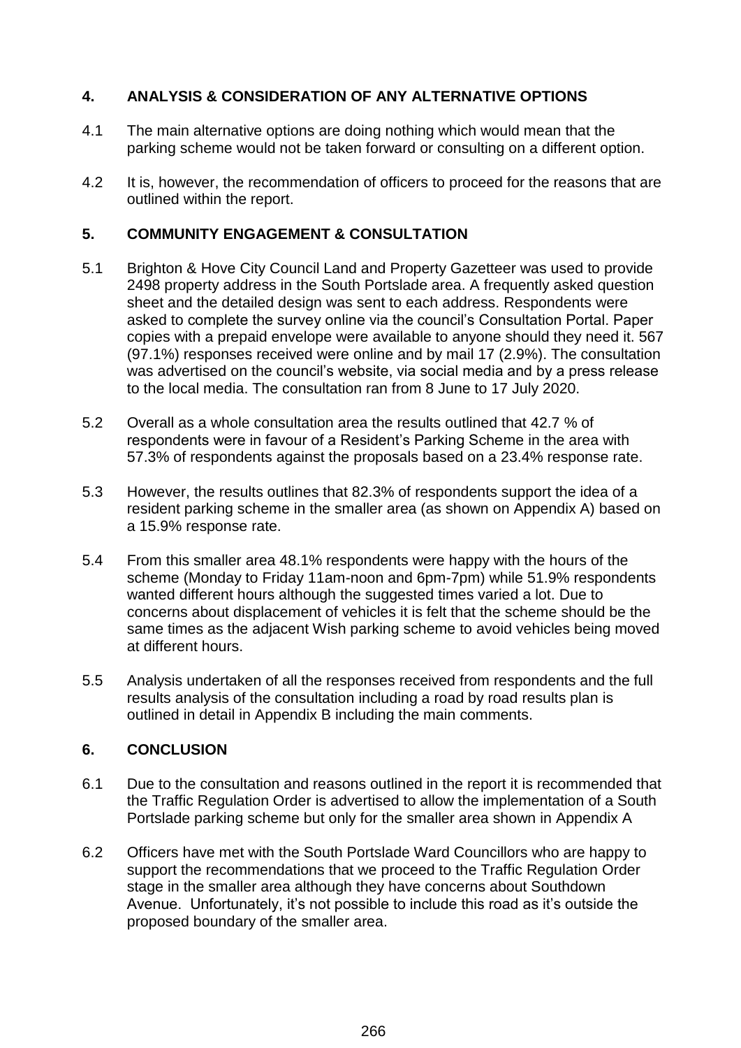## 4. ANALYSIS & CONSIDERATION OF ANY ALTERNATIVE OPTIONS

4.1 The main alternative options are doing nothing which would mean that the parking scheme would not be taken forward or consulting on a different option.

4.2 It is, however, the recommendation of officers to proceed for the reasons that are outlined within the report.

## 5. COMMUNITY ENGAGEMENT & CONSULTATION

5.1 Brighton & Hove City Council Land and Property Gazetteer was used to provide 2498 property address in the South Portslade area. A frequently asked question sheet and the detailed design was sent to each address. Respondents were asked to complete the survey online via the council's Consultation Portal. Paper copies with a prepaid envelope were available to anyone should they need it. 567 (97.1%) responses received were online and by mail 17 (2.9%). The consultation was advertised on the council's website, via social media and by a press release to the local media. The consultation ran from 8 June to 17 July 2020.

5.2 Overall as a whole consultation area the results outlined that 42.7 % of respondents were in favour of a Resident's Parking Scheme in the area with 57.3% of respondents against the proposals based on a 23.4% response rate.

5.3 However, the results outlines that 82.3% of respondents support the idea of a resident parking scheme in the smaller area (as shown on Appendix A) based on a 15.9% response rate.

5.4 From this smaller area 48.1% respondents were happy with the hours of the scheme (Monday to Friday 11am-noon and 6pm-7pm) while 51.9% respondents wanted different hours although the suggested times varied a lot. Due to concerns about displacement of vehicles it is felt that the scheme should be the same times as the adjacent Wish parking scheme to avoid vehicles being moved at different hours.

5.5 Analysis undertaken of all the responses received from respondents and the full results analysis of the consultation including a road by road results plan is outlined in detail in Appendix B including the main comments.

## 6. CONCLUSION

6.1 Due to the consultation and reasons outlined in the report it is recommended that the Traffic Regulation Order is advertised to allow the implementation of a South Portslade parking scheme but only for the smaller area shown in Appendix A

6.2 Officers have met with the South Portslade Ward Councillors who are happy to support the recommendations that we proceed to the Traffic Regulation Order stage in the smaller area although they have concerns about Southdown Avenue. Unfortunately, it's not possible to include this road as it's outside the proposed boundary of the smaller area.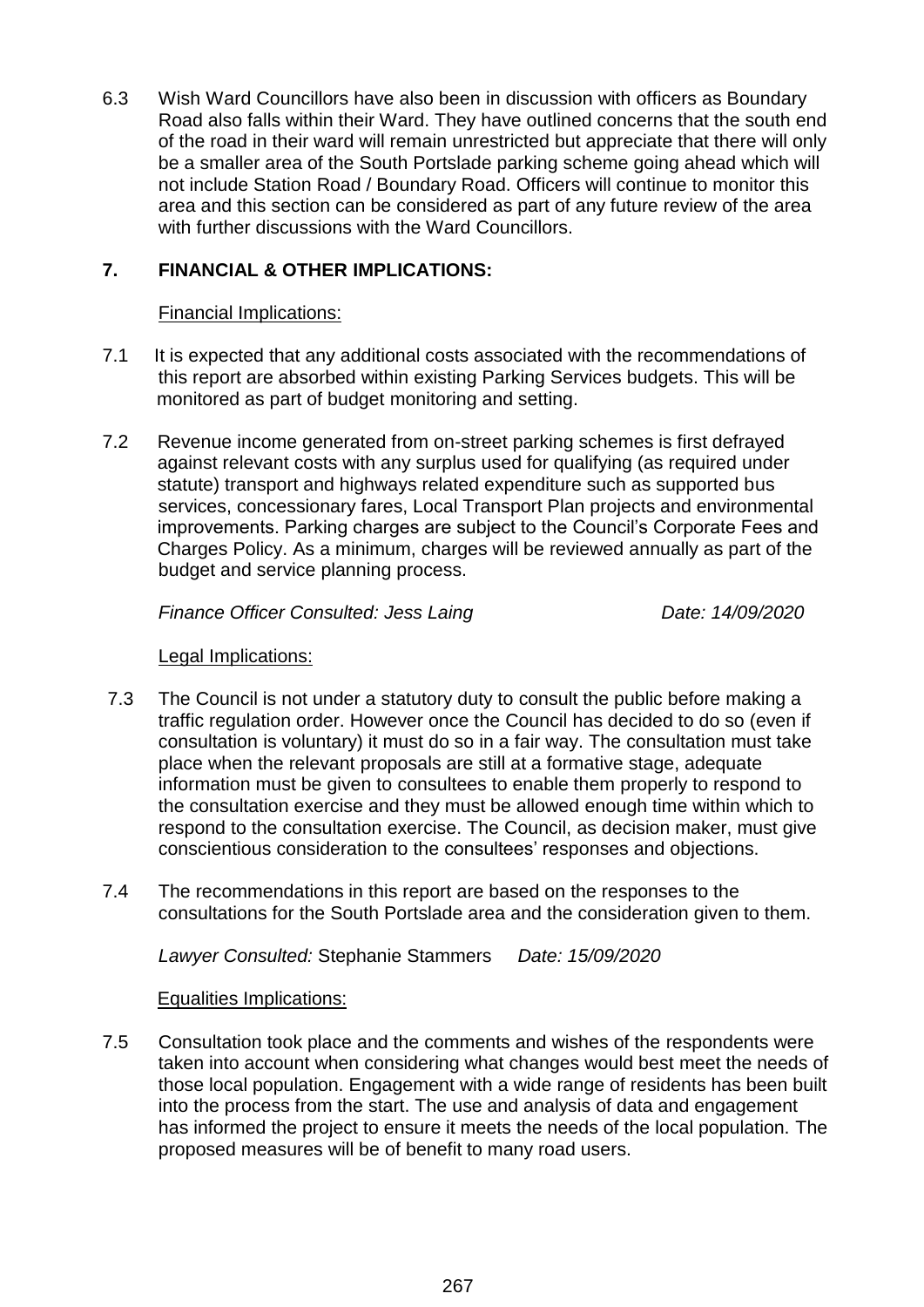6.3 Wish Ward Councillors have also been in discussion with officers as Boundary Road also falls within their Ward. They have outlined concerns that the south end of the road in their ward will remain unrestricted but appreciate that there will only be a smaller area of the South Portslade parking scheme going ahead which will not include Station Road / Boundary Road. Officers will continue to monitor this area and this section can be considered as part of any future review of the area with further discussions with the Ward Councillors.

## 7. FINANCIAL & OTHER IMPLICATIONS:

Financial Implications:

7.1 It is expected that any additional costs associated with the recommendations of this report are absorbed within existing Parking Services budgets. This will be monitored as part of budget monitoring and setting.

7.2 Revenue income generated from on-street parking schemes is first defrayed against relevant costs with any surplus used for qualifying (as required under statute) transport and highways related expenditure such as supported bus services, concessionary fares, Local Transport Plan projects and environmental improvements. Parking charges are subject to the Council's Corporate Fees and Charges Policy. As a minimum, charges will be reviewed annually as part of the budget and service planning process.

*Finance Officer Consulted: Jess Laing* *Date: 14/09/2020*

Legal Implications:

7.3 The Council is not under a statutory duty to consult the public before making a traffic regulation order. However once the Council has decided to do so (even if consultation is voluntary) it must do so in a fair way. The consultation must take place when the relevant proposals are still at a formative stage, adequate information must be given to consultees to enable them properly to respond to the consultation exercise and they must be allowed enough time within which to respond to the consultation exercise. The Council, as decision maker, must give conscientious consideration to the consultees' responses and objections.

7.4 The recommendations in this report are based on the responses to the consultations for the South Portslade area and the consideration given to them.

*Lawyer Consulted:* Stephanie Stammers *Date: 15/09/2020*

Equalities Implications:

7.5 Consultation took place and the comments and wishes of the respondents were taken into account when considering what changes would best meet the needs of those local population. Engagement with a wide range of residents has been built into the process from the start. The use and analysis of data and engagement has informed the project to ensure it meets the needs of the local population. The proposed measures will be of benefit to many road users.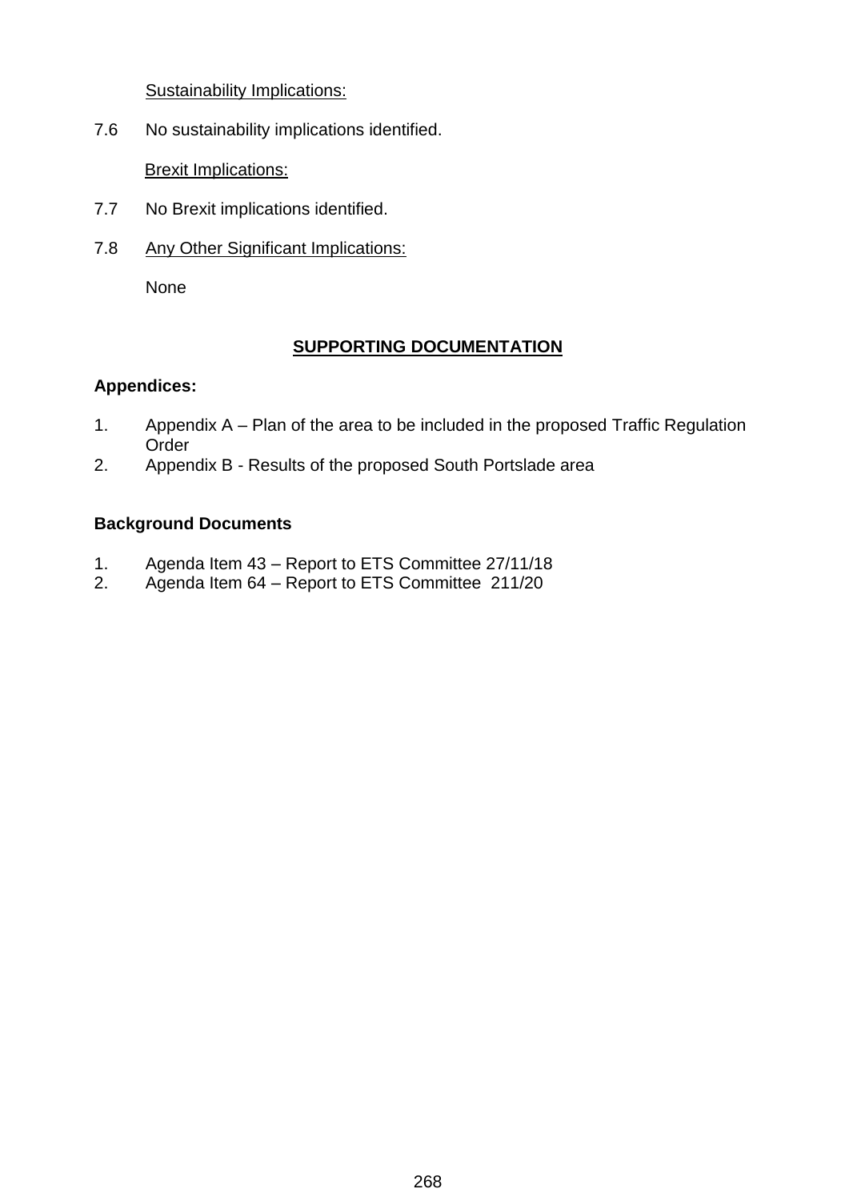Sustainability Implications:

7.6 No sustainability implications identified.

Brexit Implications:

7.7 No Brexit implications identified.

7.8 Any Other Significant Implications:

None

## SUPPORTING DOCUMENTATION

**Appendices:**

1. Appendix A – Plan of the area to be included in the proposed Traffic Regulation Order
2. Appendix B - Results of the proposed South Portslade area

**Background Documents**

1. Agenda Item 43 – Report to ETS Committee 27/11/18
2. Agenda Item 64 – Report to ETS Committee 211/20